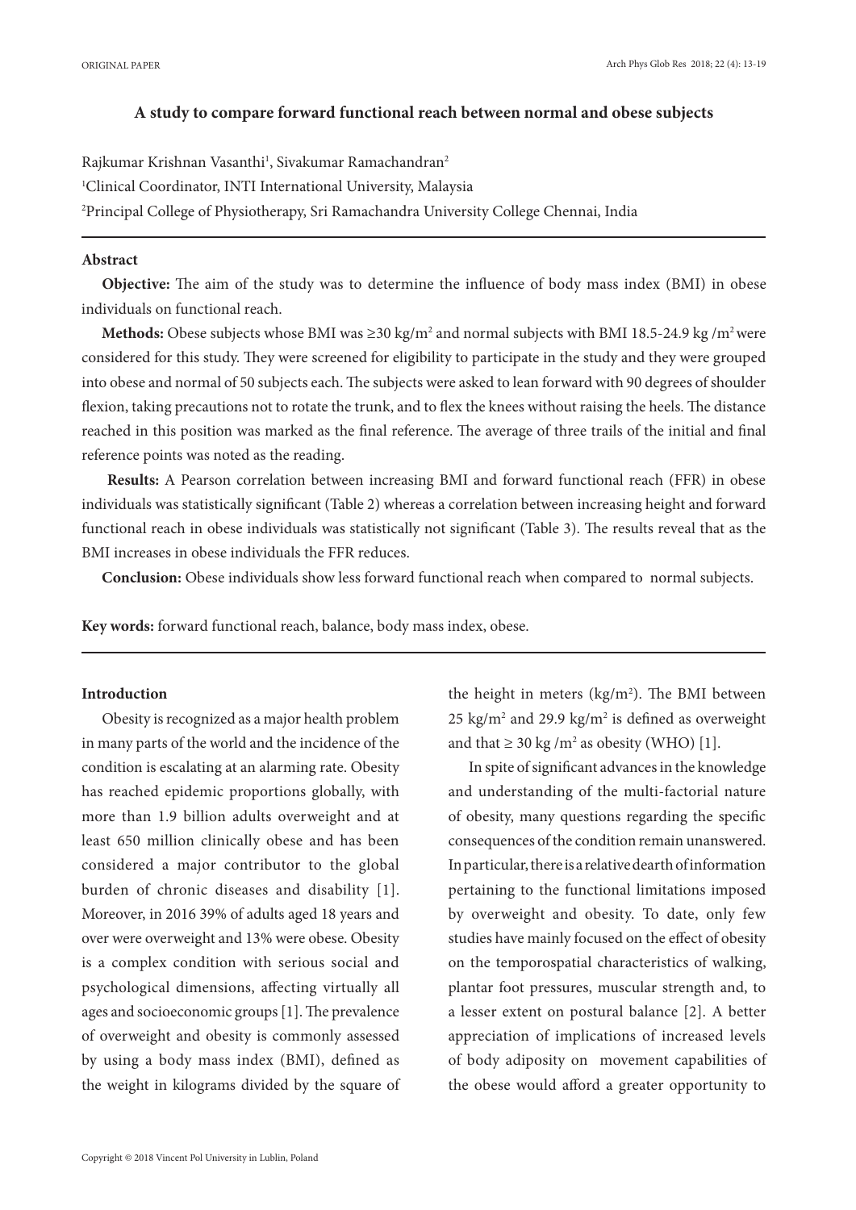ORIGINAL PAPER

# A study to compare forward functional reach between normal and obese subjects

Rajkumar Krishnan Vasanthi[1], Sivakumar Ramachandran[2]

[1]Clinical Coordinator, INTI International University, Malaysia

[2]Principal College of Physiotherapy, Sri Ramachandra University College Chennai, India

## Abstract

**Objective:** The aim of the study was to determine the influence of body mass index (BMI) in obese individuals on functional reach.

**Methods:** Obese subjects whose BMI was ≥30 kg/m² and normal subjects with BMI 18.5-24.9 kg /m² were considered for this study. They were screened for eligibility to participate in the study and they were grouped into obese and normal of 50 subjects each. The subjects were asked to lean forward with 90 degrees of shoulder flexion, taking precautions not to rotate the trunk, and to flex the knees without raising the heels. The distance reached in this position was marked as the final reference. The average of three trails of the initial and final reference points was noted as the reading.

**Results:** A Pearson correlation between increasing BMI and forward functional reach (FFR) in obese individuals was statistically significant (Table 2) whereas a correlation between increasing height and forward functional reach in obese individuals was statistically not significant (Table 3). The results reveal that as the BMI increases in obese individuals the FFR reduces.

**Conclusion:** Obese individuals show less forward functional reach when compared to normal subjects.

**Key words:** forward functional reach, balance, body mass index, obese.

## Introduction

Obesity is recognized as a major health problem in many parts of the world and the incidence of the condition is escalating at an alarming rate. Obesity has reached epidemic proportions globally, with more than 1.9 billion adults overweight and at least 650 million clinically obese and has been considered a major contributor to the global burden of chronic diseases and disability [1]. Moreover, in 2016 39% of adults aged 18 years and over were overweight and 13% were obese. Obesity is a complex condition with serious social and psychological dimensions, affecting virtually all ages and socioeconomic groups [1]. The prevalence of overweight and obesity is commonly assessed by using a body mass index (BMI), defined as the weight in kilograms divided by the square of the height in meters (kg/m²). The BMI between 25 kg/m² and 29.9 kg/m² is defined as overweight and that ≥ 30 kg /m² as obesity (WHO) [1].

In spite of significant advances in the knowledge and understanding of the multi-factorial nature of obesity, many questions regarding the specific consequences of the condition remain unanswered. In particular, there is a relative dearth of information pertaining to the functional limitations imposed by overweight and obesity. To date, only few studies have mainly focused on the effect of obesity on the temporospatial characteristics of walking, plantar foot pressures, muscular strength and, to a lesser extent on postural balance [2]. A better appreciation of implications of increased levels of body adiposity on movement capabilities of the obese would afford a greater opportunity to

Copyright © 2018 Vincent Pol University in Lublin, Poland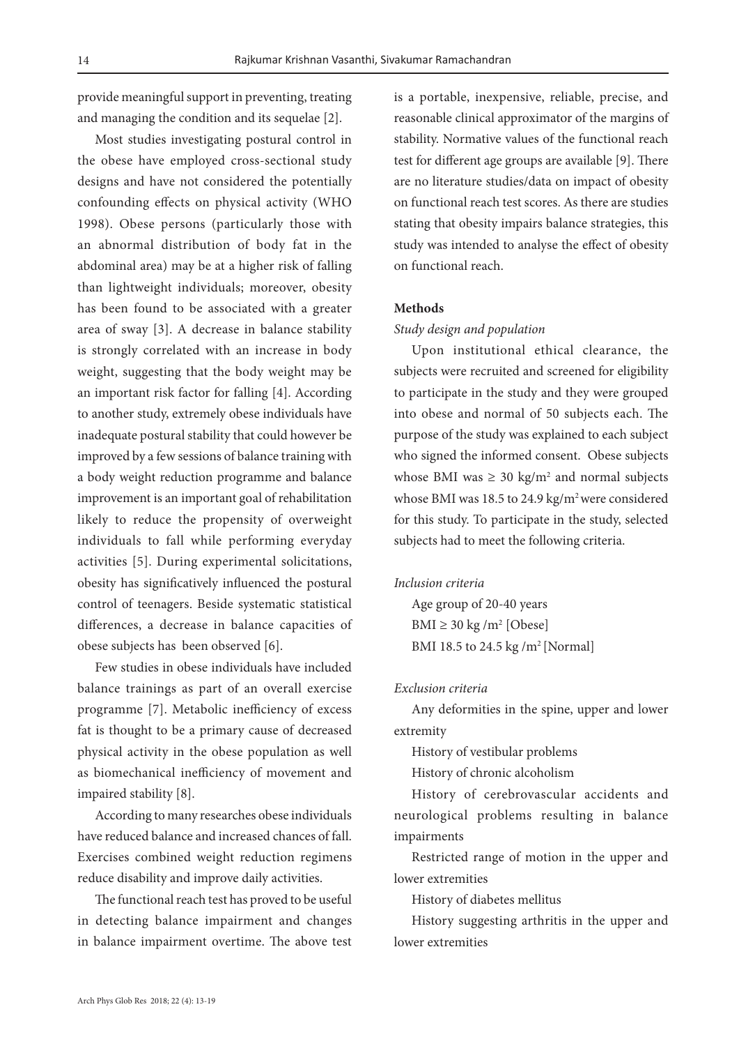provide meaningful support in preventing, treating and managing the condition and its sequelae [2].

Most studies investigating postural control in the obese have employed cross-sectional study designs and have not considered the potentially confounding effects on physical activity (WHO 1998). Obese persons (particularly those with an abnormal distribution of body fat in the abdominal area) may be at a higher risk of falling than lightweight individuals; moreover, obesity has been found to be associated with a greater area of sway [3]. A decrease in balance stability is strongly correlated with an increase in body weight, suggesting that the body weight may be an important risk factor for falling [4]. According to another study, extremely obese individuals have inadequate postural stability that could however be improved by a few sessions of balance training with a body weight reduction programme and balance improvement is an important goal of rehabilitation likely to reduce the propensity of overweight individuals to fall while performing everyday activities [5]. During experimental solicitations, obesity has significatively influenced the postural control of teenagers. Beside systematic statistical differences, a decrease in balance capacities of obese subjects has been observed [6].

Few studies in obese individuals have included balance trainings as part of an overall exercise programme [7]. Metabolic inefficiency of excess fat is thought to be a primary cause of decreased physical activity in the obese population as well as biomechanical inefficiency of movement and impaired stability [8].

According to many researches obese individuals have reduced balance and increased chances of fall. Exercises combined weight reduction regimens reduce disability and improve daily activities.

The functional reach test has proved to be useful in detecting balance impairment and changes in balance impairment overtime. The above test is a portable, inexpensive, reliable, precise, and reasonable clinical approximator of the margins of stability. Normative values of the functional reach test for different age groups are available [9]. There are no literature studies/data on impact of obesity on functional reach test scores. As there are studies stating that obesity impairs balance strategies, this study was intended to analyse the effect of obesity on functional reach.

## Methods

### *Study design and population*

Upon institutional ethical clearance, the subjects were recruited and screened for eligibility to participate in the study and they were grouped into obese and normal of 50 subjects each. The purpose of the study was explained to each subject who signed the informed consent. Obese subjects whose BMI was $\geq 30$ kg/m$^2$ and normal subjects whose BMI was 18.5 to 24.9 kg/m$^2$ were considered for this study. To participate in the study, selected subjects had to meet the following criteria.

### *Inclusion criteria*

Age group of 20-40 years

BMI $\geq 30$ kg /m$^2$ [Obese]

BMI 18.5 to 24.5 kg /m$^2$ [Normal]

### *Exclusion criteria*

Any deformities in the spine, upper and lower extremity

History of vestibular problems

History of chronic alcoholism

History of cerebrovascular accidents and neurological problems resulting in balance impairments

Restricted range of motion in the upper and lower extremities

History of diabetes mellitus

History suggesting arthritis in the upper and lower extremities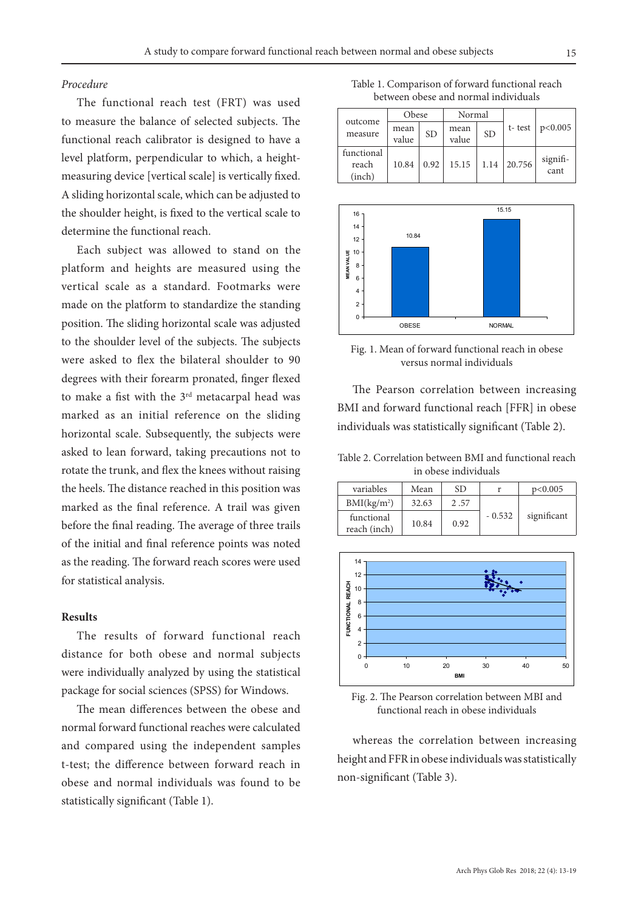*Procedure*

The functional reach test (FRT) was used to measure the balance of selected subjects. The functional reach calibrator is designed to have a level platform, perpendicular to which, a height-measuring device [vertical scale] is vertically fixed. A sliding horizontal scale, which can be adjusted to the shoulder height, is fixed to the vertical scale to determine the functional reach.

Each subject was allowed to stand on the platform and heights are measured using the vertical scale as a standard. Footmarks were made on the platform to standardize the standing position. The sliding horizontal scale was adjusted to the shoulder level of the subjects. The subjects were asked to flex the bilateral shoulder to 90 degrees with their forearm pronated, finger flexed to make a fist with the 3rd metacarpal head was marked as an initial reference on the sliding horizontal scale. Subsequently, the subjects were asked to lean forward, taking precautions not to rotate the trunk, and flex the knees without raising the heels. The distance reached in this position was marked as the final reference. A trail was given before the final reading. The average of three trails of the initial and final reference points was noted as the reading. The forward reach scores were used for statistical analysis.

**Results**

The results of forward functional reach distance for both obese and normal subjects were individually analyzed by using the statistical package for social sciences (SPSS) for Windows.

The mean differences between the obese and normal forward functional reaches were calculated and compared using the independent samples t-test; the difference between forward reach in obese and normal individuals was found to be statistically significant (Table 1).

Table 1. Comparison of forward functional reach between obese and normal individuals

| outcome measure | Obese | | Normal | | t- test | p<0.005 |
|---|---|---|---|---|---|---|
| | mean value | SD | mean value | SD | | |
| functional reach (inch) | 10.84 | 0.92 | 15.15 | 1.14 | 20.756 | significant |

Fig. 1. Mean of forward functional reach in obese versus normal individuals

The Pearson correlation between increasing BMI and forward functional reach [FFR] in obese individuals was statistically significant (Table 2).

Table 2. Correlation between BMI and functional reach in obese individuals

| variables | Mean | SD | r | p<0.005 |
|---|---|---|---|---|
| BMI($kg/m^2$) | 32.63 | 2 .57 | - 0.532 | significant |
| functional reach (inch) | 10.84 | 0.92 | | |

Fig. 2. The Pearson correlation between MBI and functional reach in obese individuals

whereas the correlation between increasing height and FFR in obese individuals was statistically non-significant (Table 3).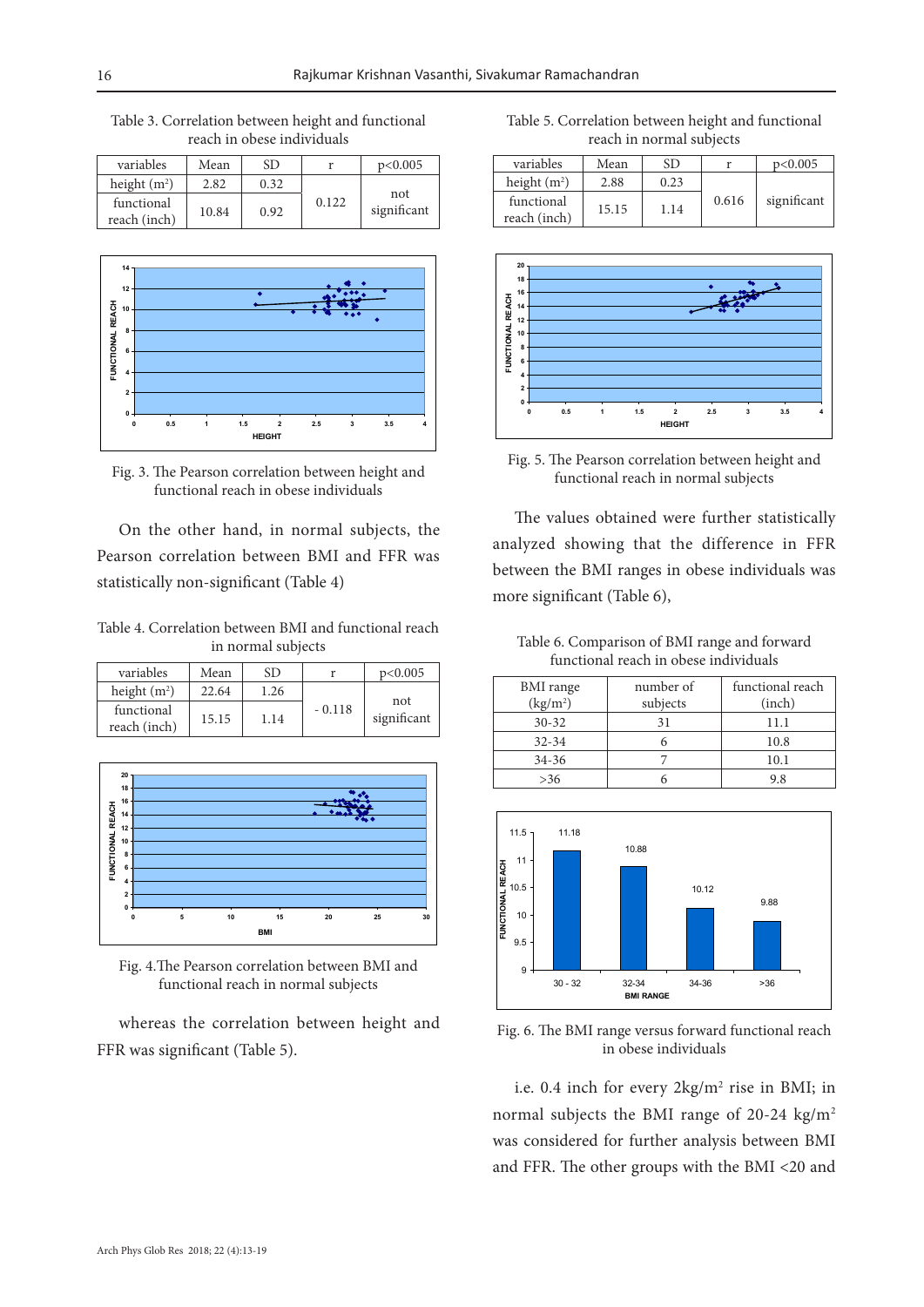Table 3. Correlation between height and functional reach in obese individuals

| variables | Mean | SD | r | p<0.005 |
|---|---|---|---|---|
| height ($m^2$) | 2.82 | 0.32 | 0.122 | not significant |
| functional reach (inch) | 10.84 | 0.92 | | |

Fig. 3. The Pearson correlation between height and functional reach in obese individuals

On the other hand, in normal subjects, the Pearson correlation between BMI and FFR was statistically non-significant (Table 4)

Table 4. Correlation between BMI and functional reach in normal subjects

| variables | Mean | SD | r | p<0.005 |
|---|---|---|---|---|
| height ($m^2$) | 22.64 | 1.26 | - 0.118 | not significant |
| functional reach (inch) | 15.15 | 1.14 | | |

Fig. 4.The Pearson correlation between BMI and functional reach in normal subjects

whereas the correlation between height and FFR was significant (Table 5).

Table 5. Correlation between height and functional reach in normal subjects

| variables | Mean | SD | r | p<0.005 |
|---|---|---|---|---|
| height ($m^2$) | 2.88 | 0.23 | 0.616 | significant |
| functional reach (inch) | 15.15 | 1.14 | | |

Fig. 5. The Pearson correlation between height and functional reach in normal subjects

The values obtained were further statistically analyzed showing that the difference in FFR between the BMI ranges in obese individuals was more significant (Table 6),

Table 6. Comparison of BMI range and forward functional reach in obese individuals

| BMI range ($kg/m^2$) | number of subjects | functional reach (inch) |
|---|---|---|
| 30-32 | 31 | 11.1 |
| 32-34 | 6 | 10.8 |
| 34-36 | 7 | 10.1 |
| >36 | 6 | 9.8 |

Fig. 6. The BMI range versus forward functional reach in obese individuals

i.e. 0.4 inch for every $2kg/m^2$ rise in BMI; in normal subjects the BMI range of 20-24 $kg/m^2$ was considered for further analysis between BMI and FFR. The other groups with the BMI <20 and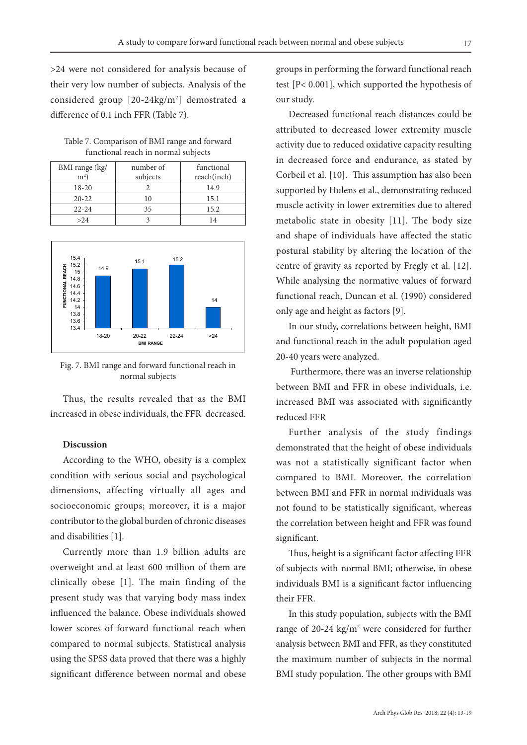>24 were not considered for analysis because of their very low number of subjects. Analysis of the considered group [20-24kg/m$^2$] demostrated a difference of 0.1 inch FFR (Table 7).

Table 7. Comparison of BMI range and forward functional reach in normal subjects

| BMI range (kg/m$^2$) | number of subjects | functional reach(inch) |
|---|---|---|
| 18-20 | 2 | 14.9 |
| 20-22 | 10 | 15.1 |
| 22-24 | 35 | 15.2 |
| >24 | 3 | 14 |

Fig. 7. BMI range and forward functional reach in normal subjects

Thus, the results revealed that as the BMI increased in obese individuals, the FFR decreased.

## Discussion

According to the WHO, obesity is a complex condition with serious social and psychological dimensions, affecting virtually all ages and socioeconomic groups; moreover, it is a major contributor to the global burden of chronic diseases and disabilities [1].

Currently more than 1.9 billion adults are overweight and at least 600 million of them are clinically obese [1]. The main finding of the present study was that varying body mass index influenced the balance. Obese individuals showed lower scores of forward functional reach when compared to normal subjects. Statistical analysis using the SPSS data proved that there was a highly significant difference between normal and obese groups in performing the forward functional reach test [$P < 0.001$], which supported the hypothesis of our study.

Decreased functional reach distances could be attributed to decreased lower extremity muscle activity due to reduced oxidative capacity resulting in decreased force and endurance, as stated by Corbeil et al. [10]. This assumption has also been supported by Hulens et al., demonstrating reduced muscle activity in lower extremities due to altered metabolic state in obesity [11]. The body size and shape of individuals have affected the static postural stability by altering the location of the centre of gravity as reported by Fregly et al. [12]. While analysing the normative values of forward functional reach, Duncan et al. (1990) considered only age and height as factors [9].

In our study, correlations between height, BMI and functional reach in the adult population aged 20-40 years were analyzed.

Furthermore, there was an inverse relationship between BMI and FFR in obese individuals, i.e. increased BMI was associated with significantly reduced FFR

Further analysis of the study findings demonstrated that the height of obese individuals was not a statistically significant factor when compared to BMI. Moreover, the correlation between BMI and FFR in normal individuals was not found to be statistically significant, whereas the correlation between height and FFR was found significant.

Thus, height is a significant factor affecting FFR of subjects with normal BMI; otherwise, in obese individuals BMI is a significant factor influencing their FFR.

In this study population, subjects with the BMI range of 20-24 kg/m$^2$ were considered for further analysis between BMI and FFR, as they constituted the maximum number of subjects in the normal BMI study population. The other groups with BMI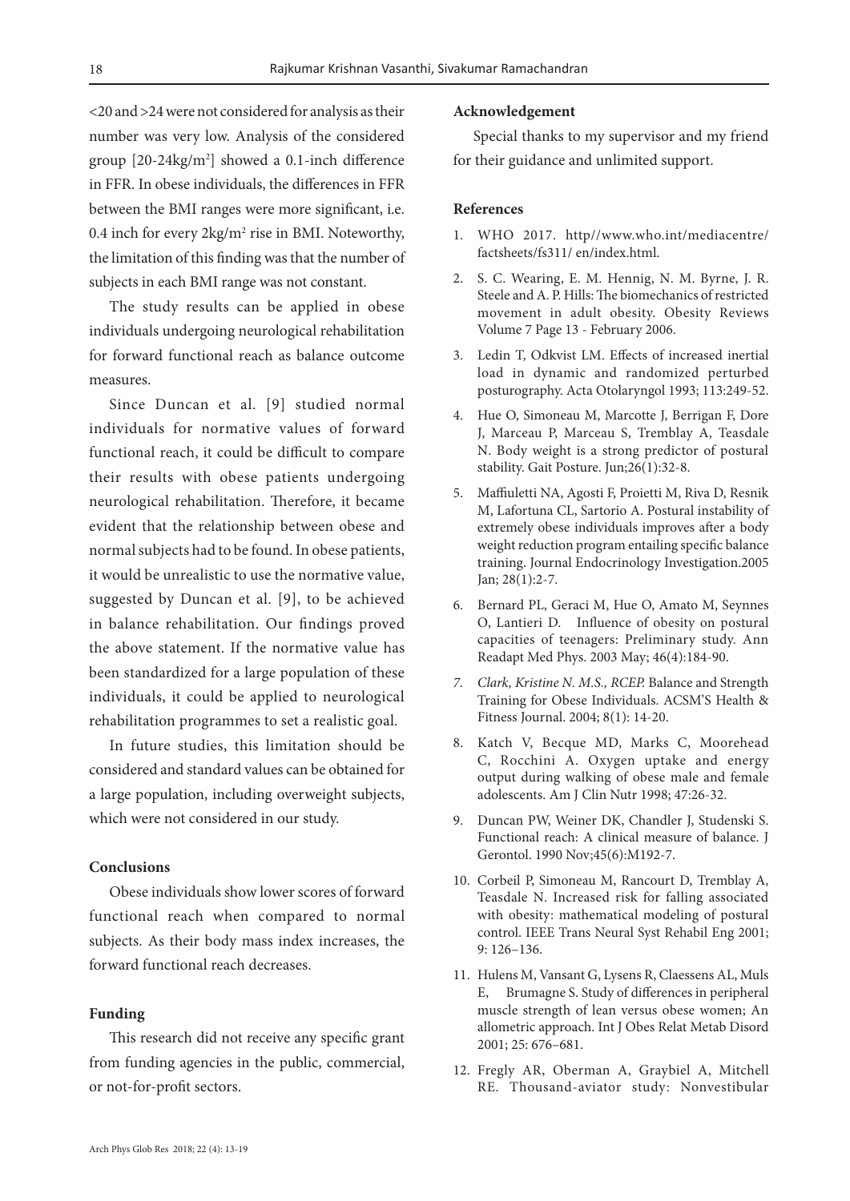<20 and >24 were not considered for analysis as their number was very low. Analysis of the considered group [20-24kg/m$^2$] showed a 0.1-inch difference in FFR. In obese individuals, the differences in FFR between the BMI ranges were more significant, i.e. 0.4 inch for every 2kg/m$^2$ rise in BMI. Noteworthy, the limitation of this finding was that the number of subjects in each BMI range was not constant.

The study results can be applied in obese individuals undergoing neurological rehabilitation for forward functional reach as balance outcome measures.

Since Duncan et al. [9] studied normal individuals for normative values of forward functional reach, it could be difficult to compare their results with obese patients undergoing neurological rehabilitation. Therefore, it became evident that the relationship between obese and normal subjects had to be found. In obese patients, it would be unrealistic to use the normative value, suggested by Duncan et al. [9], to be achieved in balance rehabilitation. Our findings proved the above statement. If the normative value has been standardized for a large population of these individuals, it could be applied to neurological rehabilitation programmes to set a realistic goal.

In future studies, this limitation should be considered and standard values can be obtained for a large population, including overweight subjects, which were not considered in our study.

## Conclusions

Obese individuals show lower scores of forward functional reach when compared to normal subjects. As their body mass index increases, the forward functional reach decreases.

## Funding

This research did not receive any specific grant from funding agencies in the public, commercial, or not-for-profit sectors.

## Acknowledgement

Special thanks to my supervisor and my friend for their guidance and unlimited support.

## References

1. WHO 2017. http//www.who.int/mediacentre/factsheets/fs311/ en/index.html.
2. S. C. Wearing, E. M. Hennig, N. M. Byrne, J. R. Steele and A. P. Hills: The biomechanics of restricted movement in adult obesity. Obesity Reviews Volume 7 Page 13 - February 2006.
3. Ledin T, Odkvist LM. Effects of increased inertial load in dynamic and randomized perturbed posturography. Acta Otolaryngol 1993; 113:249-52.
4. Hue O, Simoneau M, Marcotte J, Berrigan F, Dore J, Marceau P, Marceau S, Tremblay A, Teasdale N. Body weight is a strong predictor of postural stability. Gait Posture. Jun;26(1):32-8.
5. Maffiuletti NA, Agosti F, Proietti M, Riva D, Resnik M, Lafortuna CL, Sartorio A. Postural instability of extremely obese individuals improves after a body weight reduction program entailing specific balance training. Journal Endocrinology Investigation.2005 Jan; 28(1):2-7.
6. Bernard PL, Geraci M, Hue O, Amato M, Seynnes O, Lantieri D. Influence of obesity on postural capacities of teenagers: Preliminary study. Ann Readapt Med Phys. 2003 May; 46(4):184-90.
7. *Clark, Kristine N. M.S., RCEP.* Balance and Strength Training for Obese Individuals. ACSM'S Health & Fitness Journal. 2004; 8(1): 14-20.
8. Katch V, Becque MD, Marks C, Moorehead C, Rocchini A. Oxygen uptake and energy output during walking of obese male and female adolescents. Am J Clin Nutr 1998; 47:26-32.
9. Duncan PW, Weiner DK, Chandler J, Studenski S. Functional reach: A clinical measure of balance. J Gerontol. 1990 Nov;45(6):M192-7.
10. Corbeil P, Simoneau M, Rancourt D, Tremblay A, Teasdale N. Increased risk for falling associated with obesity: mathematical modeling of postural control. IEEE Trans Neural Syst Rehabil Eng 2001; 9: 126–136.
11. Hulens M, Vansant G, Lysens R, Claessens AL, Muls E, Brumagne S. Study of differences in peripheral muscle strength of lean versus obese women; An allometric approach. Int J Obes Relat Metab Disord 2001; 25: 676–681.
12. Fregly AR, Oberman A, Graybiel A, Mitchell RE. Thousand-aviator study: Nonvestibular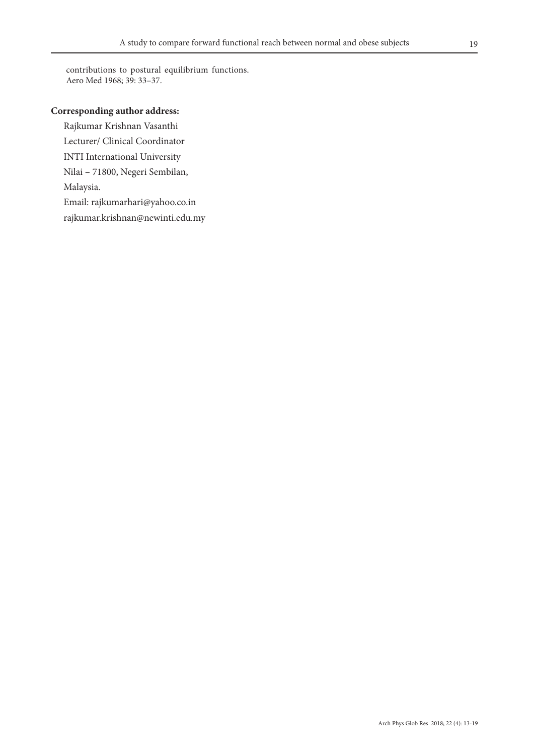contributions to postural equilibrium functions. Aero Med 1968; 39: 33–37.

**Corresponding author address:**

Rajkumar Krishnan Vasanthi

Lecturer/ Clinical Coordinator

INTI International University

Nilai – 71800, Negeri Sembilan,

Malaysia.

Email: rajkumarhari@yahoo.co.in

rajkumar.krishnan@newinti.edu.my